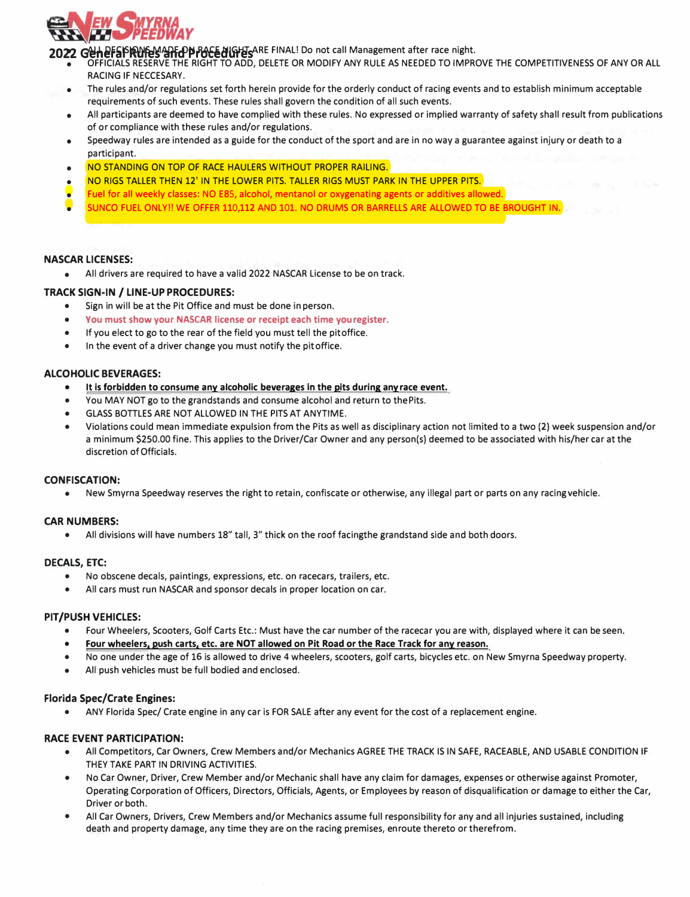# 2022 General Rules and Procedures

- ALL DECISIONS MADE ON RACE NIGHT ARE FINAL! Do not call Management after race night.
- OFFICIALS RESERVE THE RIGHT TO ADD, DELETE OR MODIFY ANY RULE AS NEEDED TO IMPROVE THE COMPETITIVENESS OF ANY OR ALL RACING IF NECCESARY.
- The rules and/or regulations set forth herein provide for the orderly conduct of racing events and to establish minimum acceptable requirements of such events. These rules shall govern the condition of all such events.
- All participants are deemed to have complied with these rules. No expressed or implied warranty of safety shall result from publications of or compliance with these rules and/or regulations.
- Speedway rules are intended as a guide for the conduct of the sport and are in no way a guarantee against injury or death to a participant.
- NO STANDING ON TOP OF RACE HAULERS WITHOUT PROPER RAILING.
- NO RIGS TALLER THEN 12' IN THE LOWER PITS. TALLER RIGS MUST PARK IN THE UPPER PITS.
- Fuel for all weekly classes: NO E85, alcohol, mentanol or oxygenating agents or additives allowed.
- SUNCO FUEL ONLY!! WE OFFER 110,112 AND 101. NO DRUMS OR BARRELLS ARE ALLOWED TO BE BROUGHT IN.

**NASCAR LICENSES:**

- All drivers are required to have a valid 2022 NASCAR License to be on track.

**TRACK SIGN-IN / LINE-UP PROCEDURES:**

- Sign in will be at the Pit Office and must be done in person.
- You must show your NASCAR license or receipt each time you register.
- If you elect to go to the rear of the field you must tell the pit office.
- In the event of a driver change you must notify the pit office.

**ALCOHOLIC BEVERAGES:**

- **It is forbidden to consume any alcoholic beverages in the pits during any race event.**
- You MAY NOT go to the grandstands and consume alcohol and return to the Pits.
- GLASS BOTTLES ARE NOT ALLOWED IN THE PITS AT ANYTIME.
- Violations could mean immediate expulsion from the Pits as well as disciplinary action not limited to a two (2) week suspension and/or a minimum $250.00 fine. This applies to the Driver/Car Owner and any person(s) deemed to be associated with his/her car at the discretion of Officials.

**CONFISCATION:**

- New Smyrna Speedway reserves the right to retain, confiscate or otherwise, any illegal part or parts on any racing vehicle.

**CAR NUMBERS:**

- All divisions will have numbers 18" tall, 3" thick on the roof facing the grandstand side and both doors.

**DECALS, ETC:**

- No obscene decals, paintings, expressions, etc. on racecars, trailers, etc.
- All cars must run NASCAR and sponsor decals in proper location on car.

**PIT/PUSH VEHICLES:**

- Four Wheelers, Scooters, Golf Carts Etc.: Must have the car number of the racecar you are with, displayed where it can be seen.
- **Four wheelers, push carts, etc. are NOT allowed on Pit Road or the Race Track for any reason.**
- No one under the age of 16 is allowed to drive 4 wheelers, scooters, golf carts, bicycles etc. on New Smyrna Speedway property.
- All push vehicles must be full bodied and enclosed.

**Florida Spec/Crate Engines:**

- ANY Florida Spec/ Crate engine in any car is FOR SALE after any event for the cost of a replacement engine.

**RACE EVENT PARTICIPATION:**

- All Competitors, Car Owners, Crew Members and/or Mechanics AGREE THE TRACK IS IN SAFE, RACEABLE, AND USABLE CONDITION IF THEY TAKE PART IN DRIVING ACTIVITIES.
- No Car Owner, Driver, Crew Member and/or Mechanic shall have any claim for damages, expenses or otherwise against Promoter, Operating Corporation of Officers, Directors, Officials, Agents, or Employees by reason of disqualification or damage to either the Car, Driver or both.
- All Car Owners, Drivers, Crew Members and/or Mechanics assume full responsibility for any and all injuries sustained, including death and property damage, any time they are on the racing premises, enroute thereto or therefrom.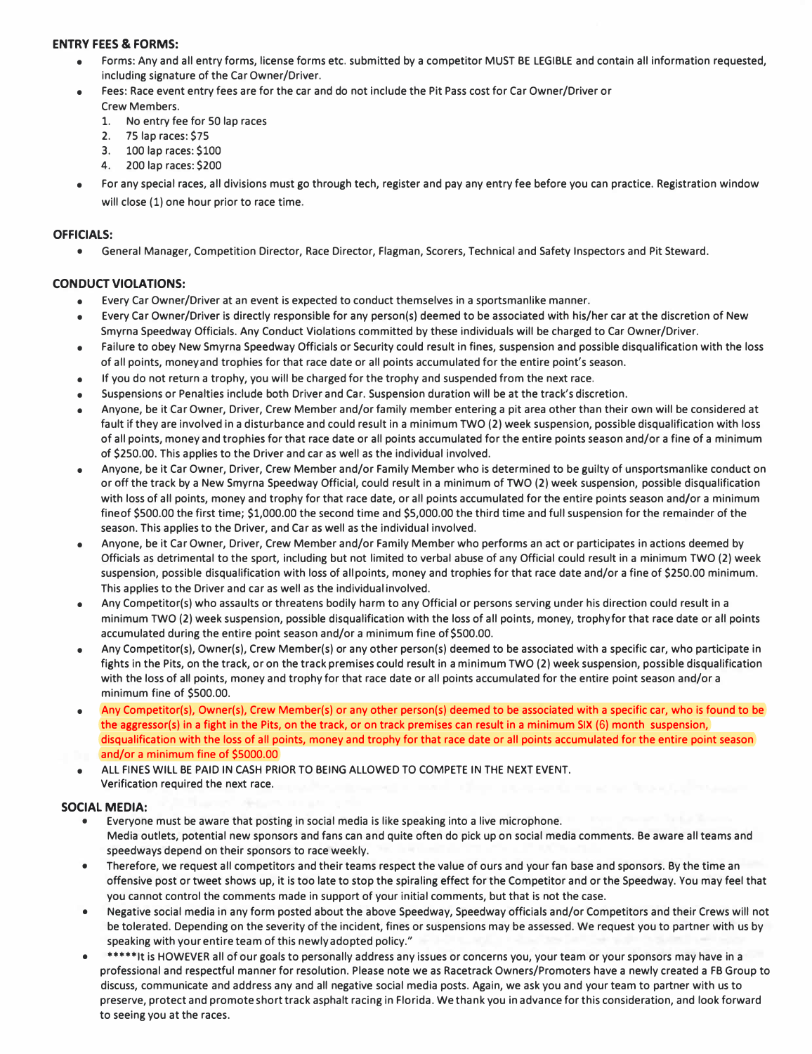### ENTRY FEES & FORMS:

- Forms: Any and all entry forms, license forms etc. submitted by a competitor MUST BE LEGIBLE and contain all information requested, including signature of the Car Owner/Driver.
- Fees: Race event entry fees are for the car and do not include the Pit Pass cost for Car Owner/Driver or Crew Members.
  1. No entry fee for 50 lap races
  2. 75 lap races: $75
  3. 100 lap races: $100
  4. 200 lap races: $200
- For any special races, all divisions must go through tech, register and pay any entry fee before you can practice. Registration window will close (1) one hour prior to race time.

### OFFICIALS:

- General Manager, Competition Director, Race Director, Flagman, Scorers, Technical and Safety Inspectors and Pit Steward.

### CONDUCT VIOLATIONS:

- Every Car Owner/Driver at an event is expected to conduct themselves in a sportsmanlike manner.
- Every Car Owner/Driver is directly responsible for any person(s) deemed to be associated with his/her car at the discretion of New Smyrna Speedway Officials. Any Conduct Violations committed by these individuals will be charged to Car Owner/Driver.
- Failure to obey New Smyrna Speedway Officials or Security could result in fines, suspension and possible disqualification with the loss of all points, money and trophies for that race date or all points accumulated for the entire point's season.
- If you do not return a trophy, you will be charged for the trophy and suspended from the next race.
- Suspensions or Penalties include both Driver and Car. Suspension duration will be at the track's discretion.
- Anyone, be it Car Owner, Driver, Crew Member and/or family member entering a pit area other than their own will be considered at fault if they are involved in a disturbance and could result in a minimum TWO (2) week suspension, possible disqualification with loss of all points, money and trophies for that race date or all points accumulated for the entire points season and/or a fine of a minimum of $250.00. This applies to the Driver and car as well as the individual involved.
- Anyone, be it Car Owner, Driver, Crew Member and/or Family Member who is determined to be guilty of unsportsmanlike conduct on or off the track by a New Smyrna Speedway Official, could result in a minimum of TWO (2) week suspension, possible disqualification with loss of all points, money and trophy for that race date, or all points accumulated for the entire points season and/or a minimum fine of $500.00 the first time; $1,000.00 the second time and $5,000.00 the third time and full suspension for the remainder of the season. This applies to the Driver, and Car as well as the individual involved.
- Anyone, be it Car Owner, Driver, Crew Member and/or Family Member who performs an act or participates in actions deemed by Officials as detrimental to the sport, including but not limited to verbal abuse of any Official could result in a minimum TWO (2) week suspension, possible disqualification with loss of all points, money and trophies for that race date and/or a fine of $250.00 minimum. This applies to the Driver and car as well as the individual involved.
- Any Competitor(s) who assaults or threatens bodily harm to any Official or persons serving under his direction could result in a minimum TWO (2) week suspension, possible disqualification with the loss of all points, money, trophy for that race date or all points accumulated during the entire point season and/or a minimum fine of $500.00.
- Any Competitor(s), Owner(s), Crew Member(s) or any other person(s) deemed to be associated with a specific car, who participate in fights in the Pits, on the track, or on the track premises could result in a minimum TWO (2) week suspension, possible disqualification with the loss of all points, money and trophy for that race date or all points accumulated for the entire point season and/or a minimum fine of $500.00.
- Any Competitor(s), Owner(s), Crew Member(s) or any other person(s) deemed to be associated with a specific car, who is found to be the aggressor(s) in a fight in the Pits, on the track, or on track premises can result in a minimum SIX (6) month suspension, disqualification with the loss of all points, money and trophy for that race date or all points accumulated for the entire point season and/or a minimum fine of $5000.00
- ALL FINES WILL BE PAID IN CASH PRIOR TO BEING ALLOWED TO COMPETE IN THE NEXT EVENT. Verification required the next race.

### SOCIAL MEDIA:

- Everyone must be aware that posting in social media is like speaking into a live microphone. Media outlets, potential new sponsors and fans can and quite often do pick up on social media comments. Be aware all teams and speedways depend on their sponsors to race weekly.
- Therefore, we request all competitors and their teams respect the value of ours and your fan base and sponsors. By the time an offensive post or tweet shows up, it is too late to stop the spiraling effect for the Competitor and or the Speedway. You may feel that you cannot control the comments made in support of your initial comments, but that is not the case.
- Negative social media in any form posted about the above Speedway, Speedway officials and/or Competitors and their Crews will not be tolerated. Depending on the severity of the incident, fines or suspensions may be assessed. We request you to partner with us by speaking with your entire team of this newly adopted policy."
- *****It is HOWEVER all of our goals to personally address any issues or concerns you, your team or your sponsors may have in a professional and respectful manner for resolution. Please note we as Racetrack Owners/Promoters have a newly created a FB Group to discuss, communicate and address any and all negative social media posts. Again, we ask you and your team to partner with us to preserve, protect and promote short track asphalt racing in Florida. We thank you in advance for this consideration, and look forward to seeing you at the races.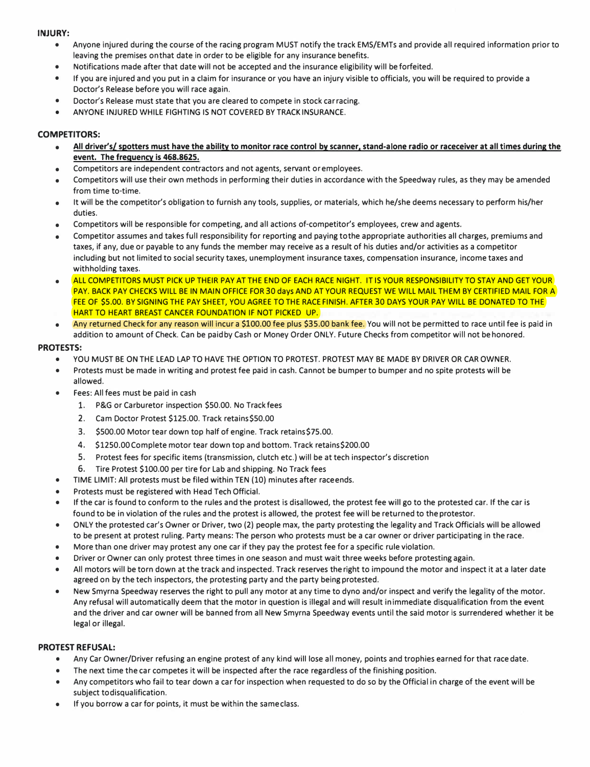### INJURY:

- Anyone injured during the course of the racing program MUST notify the track EMS/EMTs and provide all required information prior to leaving the premises onthat date in order to be eligible for any insurance benefits.
- Notifications made after that date will not be accepted and the insurance eligibility will be forfeited.
- If you are injured and you put in a claim for insurance or you have an injury visible to officials, you will be required to provide a Doctor's Release before you will race again.
- Doctor's Release must state that you are cleared to compete in stock carracing.
- ANYONE INJURED WHILE FIGHTING IS NOT COVERED BY TRACK INSURANCE.

### COMPETITORS:

- **All driver's/ spotters must have the ability to monitor race control by scanner, stand-alone radio or raceceiver at all times during the event. The frequency is 468.8625.**
- Competitors are independent contractors and not agents, servant or employees.
- Competitors will use their own methods in performing their duties in accordance with the Speedway rules, as they may be amended from time to-time.
- It will be the competitor's obligation to furnish any tools, supplies, or materials, which he/she deems necessary to perform his/her duties.
- Competitors will be responsible for competing, and all actions of-competitor's employees, crew and agents.
- Competitor assumes and takes full responsibility for reporting and paying tothe appropriate authorities all charges, premiums and taxes, if any, due or payable to any funds the member may receive as a result of his duties and/or activities as a competitor including but not limited to social security taxes, unemployment insurance taxes, compensation insurance, income taxes and withholding taxes.
- ALL COMPETITORS MUST PICK UP THEIR PAY AT THE END OF EACH RACE NIGHT. IT IS YOUR RESPONSIBILITY TO STAY AND GET YOUR PAY. BACK PAY CHECKS WILL BE IN MAIN OFFICE FOR 30 days AND AT YOUR REQUEST WE WILL MAIL THEM BY CERTIFIED MAIL FOR A FEE OF $5.00. BY SIGNING THE PAY SHEET, YOU AGREE TO THE RACE FINISH. AFTER 30 DAYS YOUR PAY WILL BE DONATED TO THE HART TO HEART BREAST CANCER FOUNDATION IF NOT PICKED UP.
- Any returned Check for any reason will incur a $100.00 fee plus $35.00 bank fee. You will not be permitted to race until fee is paid in addition to amount of Check. Can be paidby Cash or Money Order ONLY. Future Checks from competitor will not be honored.

### PROTESTS:

- YOU MUST BE ON THE LEAD LAP TO HAVE THE OPTION TO PROTEST. PROTEST MAY BE MADE BY DRIVER OR CAR OWNER.
- Protests must be made in writing and protest fee paid in cash. Cannot be bumper to bumper and no spite protests will be allowed.
- Fees: All fees must be paid in cash
  1. P&G or Carburetor inspection $50.00. No Track fees
  2. Cam Doctor Protest $125.00. Track retains $50.00
  3. $500.00 Motor tear down top half of engine. Track retains $75.00.
  4. $1250.00 Complete motor tear down top and bottom. Track retains $200.00
  5. Protest fees for specific items (transmission, clutch etc.) will be at tech inspector's discretion
  6. Tire Protest $100.00 per tire for Lab and shipping. No Track fees
- TIME LIMIT: All protests must be filed within TEN (10) minutes after raceends.
- Protests must be registered with Head Tech Official.
- If the car is found to conform to the rules and the protest is disallowed, the protest fee will go to the protested car. If the car is found to be in violation of the rules and the protest is allowed, the protest fee will be returned to the protestor.
- ONLY the protested car's Owner or Driver, two (2) people max, the party protesting the legality and Track Officials will be allowed to be present at protest ruling. Party means: The person who protests must be a car owner or driver participating in the race.
- More than one driver may protest any one car if they pay the protest fee for a specific rule violation.
- Driver or Owner can only protest three times in one season and must wait three weeks before protesting again.
- All motors will be torn down at the track and inspected. Track reserves the right to impound the motor and inspect it at a later date agreed on by the tech inspectors, the protesting party and the party being protested.
- New Smyrna Speedway reserves the right to pull any motor at any time to dyno and/or inspect and verify the legality of the motor. Any refusal will automatically deem that the motor in question is illegal and will result in immediate disqualification from the event and the driver and car owner will be banned from all New Smyrna Speedway events until the said motor is surrendered whether it be legal or illegal.

### PROTEST REFUSAL:

- Any Car Owner/Driver refusing an engine protest of any kind will lose all money, points and trophies earned for that race date.
- The next time the car competes it will be inspected after the race regardless of the finishing position.
- Any competitors who fail to tear down a car for inspection when requested to do so by the Official in charge of the event will be subject to disqualification.
- If you borrow a car for points, it must be within the same class.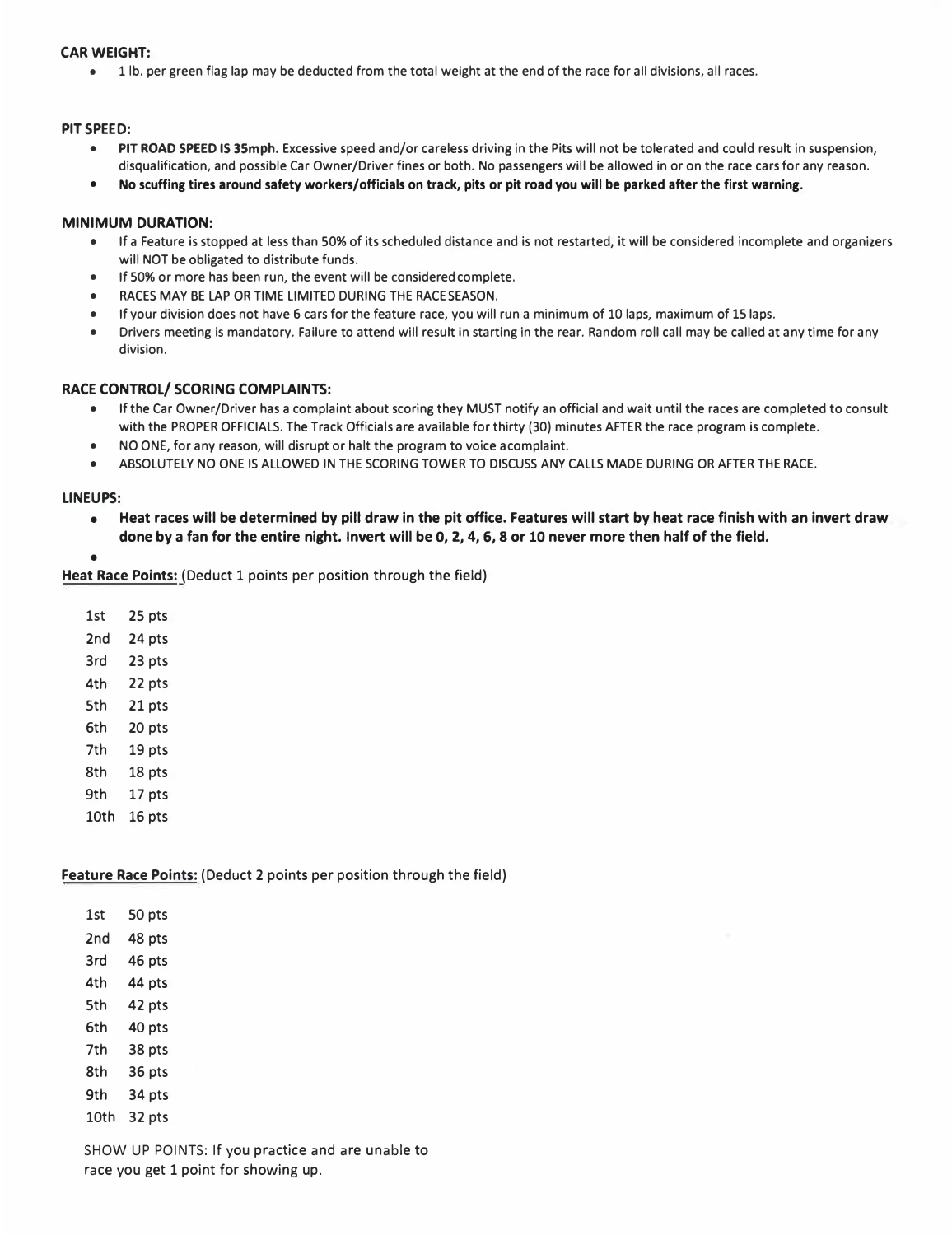### CAR WEIGHT:

- 1 lb. per green flag lap may be deducted from the total weight at the end of the race for all divisions, all races.

### PIT SPEED:

- **PIT ROAD SPEED IS 35mph.** Excessive speed and/or careless driving in the Pits will not be tolerated and could result in suspension, disqualification, and possible Car Owner/Driver fines or both. No passengers will be allowed in or on the race cars for any reason.
- **No scuffing tires around safety workers/officials on track, pits or pit road you will be parked after the first warning.**

### MINIMUM DURATION:

- If a Feature is stopped at less than 50% of its scheduled distance and is not restarted, it will be considered incomplete and organizers will NOT be obligated to distribute funds.
- If 50% or more has been run, the event will be considered complete.
- RACES MAY BE LAP OR TIME LIMITED DURING THE RACE SEASON.
- If your division does not have 6 cars for the feature race, you will run a minimum of 10 laps, maximum of 15 laps.
- Drivers meeting is mandatory. Failure to attend will result in starting in the rear. Random roll call may be called at any time for any division.

### RACE CONTROL/ SCORING COMPLAINTS:

- If the Car Owner/Driver has a complaint about scoring they MUST notify an official and wait until the races are completed to consult with the PROPER OFFICIALS. The Track Officials are available for thirty (30) minutes AFTER the race program is complete.
- NO ONE, for any reason, will disrupt or halt the program to voice a complaint.
- ABSOLUTELY NO ONE IS ALLOWED IN THE SCORING TOWER TO DISCUSS ANY CALLS MADE DURING OR AFTER THE RACE.

### LINEUPS:

- **Heat races will be determined by pill draw in the pit office. Features will start by heat race finish with an invert draw done by a fan for the entire night. Invert will be 0, 2, 4, 6, 8 or 10 never more then half of the field.**

**Heat Race Points:** (Deduct 1 points per position through the field)

| | |
|---|---|
| 1st | 25 pts |
| 2nd | 24 pts |
| 3rd | 23 pts |
| 4th | 22 pts |
| 5th | 21 pts |
| 6th | 20 pts |
| 7th | 19 pts |
| 8th | 18 pts |
| 9th | 17 pts |
| 10th | 16 pts |

**Feature Race Points:** (Deduct 2 points per position through the field)

| | |
|---|---|
| 1st | 50 pts |
| 2nd | 48 pts |
| 3rd | 46 pts |
| 4th | 44 pts |
| 5th | 42 pts |
| 6th | 40 pts |
| 7th | 38 pts |
| 8th | 36 pts |
| 9th | 34 pts |
| 10th | 32 pts |

SHOW UP POINTS: If you practice and are unable to race you get 1 point for showing up.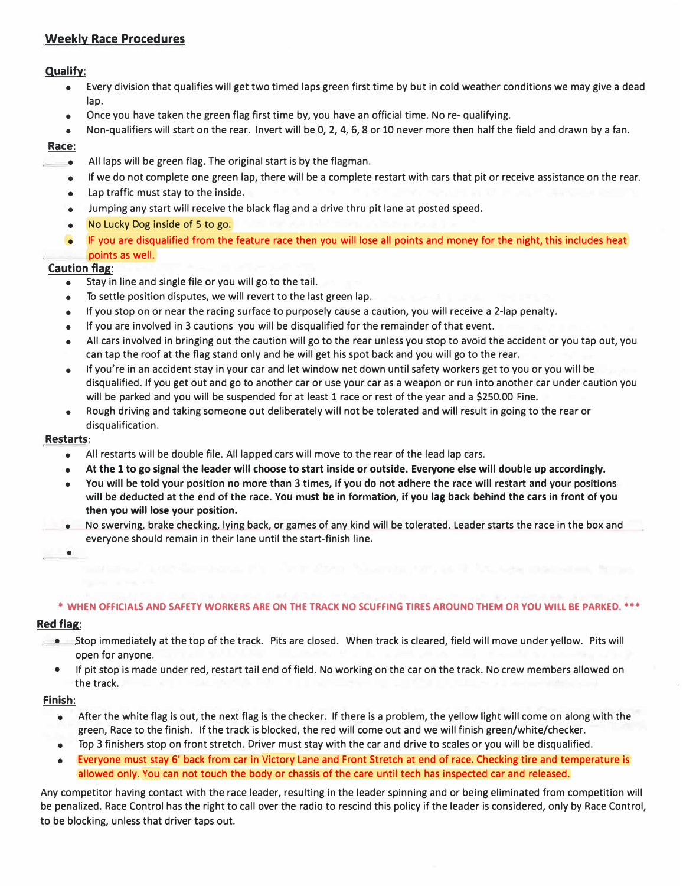## Weekly Race Procedures

### Qualify:

- Every division that qualifies will get two timed laps green first time by but in cold weather conditions we may give a dead lap.
- Once you have taken the green flag first time by, you have an official time. No re- qualifying.
- Non-qualifiers will start on the rear. Invert will be 0, 2, 4, 6, 8 or 10 never more then half the field and drawn by a fan.

### Race:

- All laps will be green flag. The original start is by the flagman.
- If we do not complete one green lap, there will be a complete restart with cars that pit or receive assistance on the rear.
- Lap traffic must stay to the inside.
- Jumping any start will receive the black flag and a drive thru pit lane at posted speed.
- No Lucky Dog inside of 5 to go.
- IF you are disqualified from the feature race then you will lose all points and money for the night, this includes heat points as well.

### Caution flag:

- Stay in line and single file or you will go to the tail.
- To settle position disputes, we will revert to the last green lap.
- If you stop on or near the racing surface to purposely cause a caution, you will receive a 2-lap penalty.
- If you are involved in 3 cautions you will be disqualified for the remainder of that event.
- All cars involved in bringing out the caution will go to the rear unless you stop to avoid the accident or you tap out, you can tap the roof at the flag stand only and he will get his spot back and you will go to the rear.
- If you're in an accident stay in your car and let window net down until safety workers get to you or you will be disqualified. If you get out and go to another car or use your car as a weapon or run into another car under caution you will be parked and you will be suspended for at least 1 race or rest of the year and a $250.00 Fine.
- Rough driving and taking someone out deliberately will not be tolerated and will result in going to the rear or disqualification.

### Restarts:

- All restarts will be double file. All lapped cars will move to the rear of the lead lap cars.
- **At the 1 to go signal the leader will choose to start inside or outside. Everyone else will double up accordingly.**
- **You will be told your position no more than 3 times, if you do not adhere the race will restart and your positions will be deducted at the end of the race. You must be in formation, if you lag back behind the cars in front of you then you will lose your position.**
- No swerving, brake checking, lying back, or games of any kind will be tolerated. Leader starts the race in the box and everyone should remain in their lane until the start-finish line.

**\* WHEN OFFICIALS AND SAFETY WORKERS ARE ON THE TRACK NO SCUFFING TIRES AROUND THEM OR YOU WILL BE PARKED. \*\*\***

### Red flag:

- Stop immediately at the top of the track. Pits are closed. When track is cleared, field will move under yellow. Pits will open for anyone.
- If pit stop is made under red, restart tail end of field. No working on the car on the track. No crew members allowed on the track.

### Finish:

- After the white flag is out, the next flag is the checker. If there is a problem, the yellow light will come on along with the green, Race to the finish. If the track is blocked, the red will come out and we will finish green/white/checker.
- Top 3 finishers stop on front stretch. Driver must stay with the car and drive to scales or you will be disqualified.
- Everyone must stay 6' back from car in Victory Lane and Front Stretch at end of race. Checking tire and temperature is allowed only. You can not touch the body or chassis of the care until tech has inspected car and released.

Any competitor having contact with the race leader, resulting in the leader spinning and or being eliminated from competition will be penalized. Race Control has the right to call over the radio to rescind this policy if the leader is considered, only by Race Control, to be blocking, unless that driver taps out.